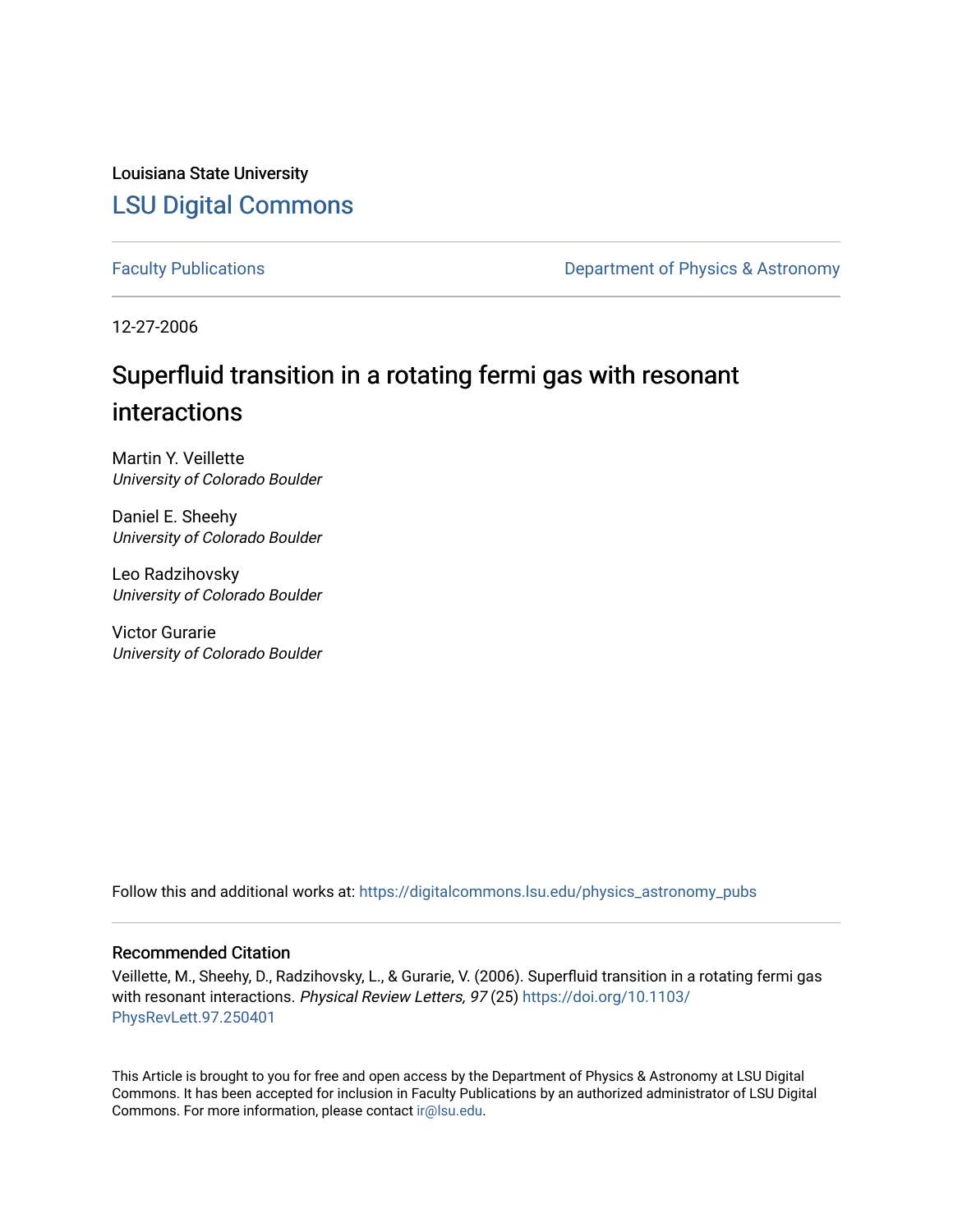Louisiana State University

# LSU Digital Commons

Faculty Publications | Department of Physics & Astronomy

12-27-2006

# Superfluid transition in a rotating fermi gas with resonant interactions

Martin Y. Veillette
*University of Colorado Boulder*

Daniel E. Sheehy
*University of Colorado Boulder*

Leo Radzihovsky
*University of Colorado Boulder*

Victor Gurarie
*University of Colorado Boulder*

Follow this and additional works at: https://digitalcommons.lsu.edu/physics_astronomy_pubs

## Recommended Citation

Veillette, M., Sheehy, D., Radzihovsky, L., & Gurarie, V. (2006). Superfluid transition in a rotating fermi gas with resonant interactions. *Physical Review Letters, 97* (25) https://doi.org/10.1103/PhysRevLett.97.250401

This Article is brought to you for free and open access by the Department of Physics & Astronomy at LSU Digital Commons. It has been accepted for inclusion in Faculty Publications by an authorized administrator of LSU Digital Commons. For more information, please contact ir@lsu.edu.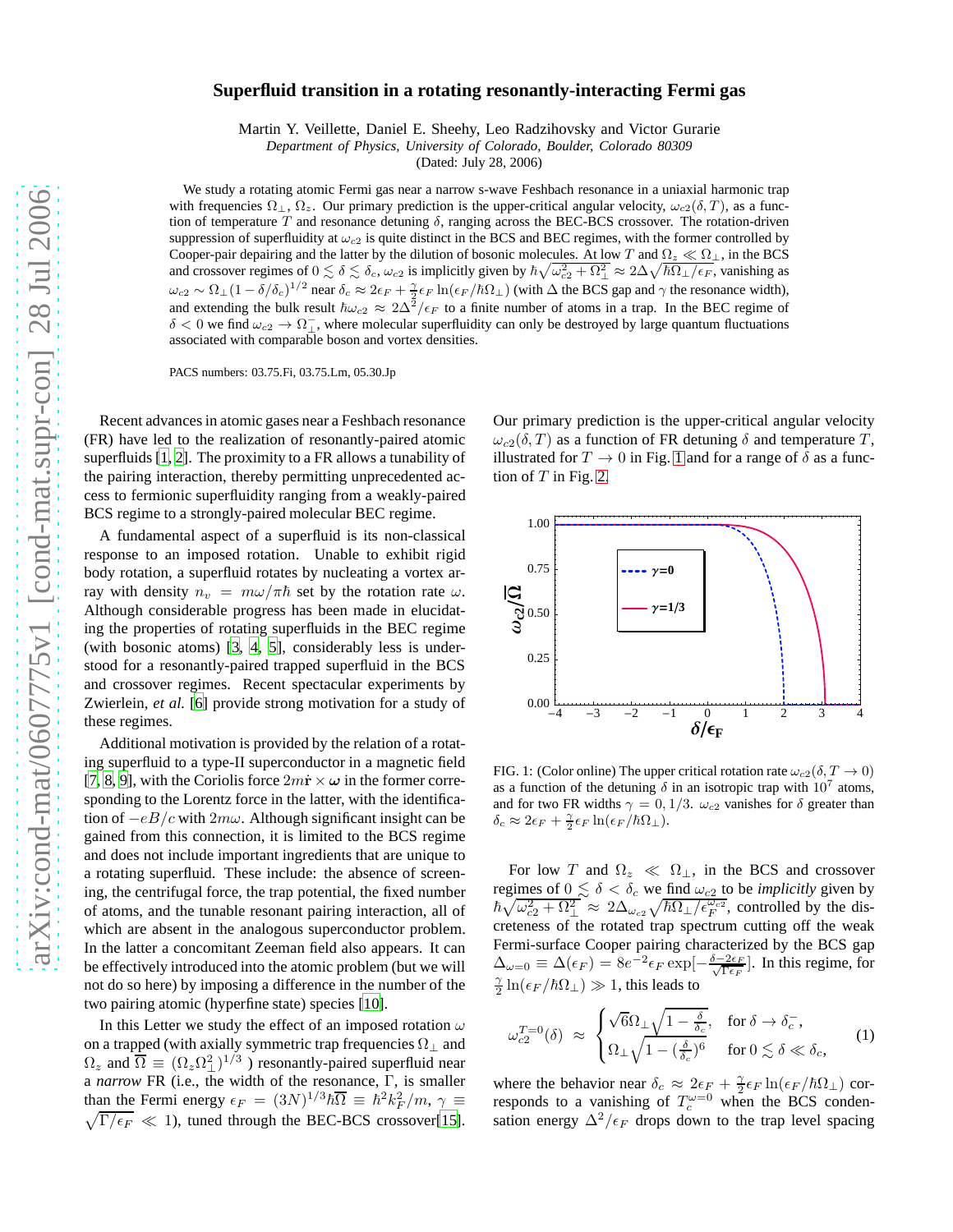# Superfluid transition in a rotating resonantly-interacting Fermi gas

Martin Y. Veillette, Daniel E. Sheehy, Leo Radzihovsky and Victor Gurarie

*Department of Physics, University of Colorado, Boulder, Colorado 80309*

(Dated: July 28, 2006)

We study a rotating atomic Fermi gas near a narrow s-wave Feshbach resonance in a uniaxial harmonic trap with frequencies $\Omega_\perp$, $\Omega_z$. Our primary prediction is the upper-critical angular velocity, $\omega_{c2}(\delta, T)$, as a function of temperature $T$ and resonance detuning $\delta$, ranging across the BEC-BCS crossover. The rotation-driven suppression of superfluidity at $\omega_{c2}$ is quite distinct in the BCS and BEC regimes, with the former controlled by Cooper-pair depairing and the latter by the dilution of bosonic molecules. At low $T$ and $\Omega_z \ll \Omega_\perp$, in the BCS and crossover regimes of $0 \lesssim \delta \lesssim \delta_c$, $\omega_{c2}$ is implicitly given by $\hbar\sqrt{\omega_{c2}^2 + \Omega_\perp^2} \approx 2\Delta\sqrt{\hbar\Omega_\perp/\epsilon_F}$, vanishing as $\omega_{c2} \sim \Omega_\perp(1-\delta/\delta_c)^{1/2}$ near $\delta_c \approx 2\epsilon_F + \frac{\gamma}{2}\epsilon_F \ln(\epsilon_F/\hbar\Omega_\perp)$ (with $\Delta$ the BCS gap and $\gamma$ the resonance width), and extending the bulk result $\hbar\omega_{c2} \approx 2\Delta^2/\epsilon_F$ to a finite number of atoms in a trap. In the BEC regime of $\delta < 0$ we find $\omega_{c2} \to \Omega_\perp^-$, where molecular superfluidity can only be destroyed by large quantum fluctuations associated with comparable boson and vortex densities.

PACS numbers: 03.75.Fi, 03.75.Lm, 05.30.Jp

Recent advances in atomic gases near a Feshbach resonance (FR) have led to the realization of resonantly-paired atomic superfluids [1, 2]. The proximity to a FR allows a tunability of the pairing interaction, thereby permitting unprecedented access to fermionic superfluidity ranging from a weakly-paired BCS regime to a strongly-paired molecular BEC regime.

A fundamental aspect of a superfluid is its non-classical response to an imposed rotation. Unable to exhibit rigid body rotation, a superfluid rotates by nucleating a vortex array with density $n_v = m\omega/\pi\hbar$ set by the rotation rate $\omega$. Although considerable progress has been made in elucidating the properties of rotating superfluids in the BEC regime (with bosonic atoms) [3, 4, 5], considerably less is understood for a resonantly-paired trapped superfluid in the BCS and crossover regimes. Recent spectacular experiments by Zwierlein, *et al.* [6] provide strong motivation for a study of these regimes.

Additional motivation is provided by the relation of a rotating superfluid to a type-II superconductor in a magnetic field [7, 8, 9], with the Coriolis force $2m\dot{\mathbf{r}} \times \boldsymbol{\omega}$ in the former corresponding to the Lorentz force in the latter, with the identification of $-eB/c$ with $2m\omega$. Although significant insight can be gained from this connection, it is limited to the BCS regime and does not include important ingredients that are unique to a rotating superfluid. These include: the absence of screening, the centrifugal force, the trap potential, the fixed number of atoms, and the tunable resonant pairing interaction, all of which are absent in the analogous superconductor problem. In the latter a concomitant Zeeman field also appears. It can be effectively introduced into the atomic problem (but we will not do so here) by imposing a difference in the number of the two pairing atomic (hyperfine state) species [10].

In this Letter we study the effect of an imposed rotation $\omega$ on a trapped (with axially symmetric trap frequencies $\Omega_\perp$ and $\Omega_z$ and $\overline{\Omega} \equiv (\Omega_z\Omega_\perp^2)^{1/3}$ ) resonantly-paired superfluid near a *narrow* FR (i.e., the width of the resonance, $\Gamma$, is smaller than the Fermi energy $\epsilon_F = (3N)^{1/3}\hbar\overline{\Omega} \equiv \hbar^2k_F^2/m$, $\gamma \equiv \sqrt{\Gamma/\epsilon_F} \ll 1$), tuned through the BEC-BCS crossover[15]. Our primary prediction is the upper-critical angular velocity $\omega_{c2}(\delta, T)$ as a function of FR detuning $\delta$ and temperature $T$, illustrated for $T \to 0$ in Fig. 1 and for a range of $\delta$ as a function of $T$ in Fig. 2.

FIG. 1: (Color online) The upper critical rotation rate $\omega_{c2}(\delta, T \to 0)$ as a function of the detuning $\delta$ in an isotropic trap with $10^7$ atoms, and for two FR widths $\gamma = 0, 1/3$. $\omega_{c2}$ vanishes for $\delta$ greater than $\delta_c \approx 2\epsilon_F + \frac{\gamma}{2}\epsilon_F \ln(\epsilon_F/\hbar\Omega_\perp)$.

For low $T$ and $\Omega_z \ll \Omega_\perp$, in the BCS and crossover regimes of $0 \lesssim \delta < \delta_c$ we find $\omega_{c2}$ to be *implicitly* given by $\hbar\sqrt{\omega_{c2}^2 + \Omega_\perp^2} \approx 2\Delta_{\omega_{c2}}\sqrt{\hbar\Omega_\perp/\epsilon_F^{\omega_{c2}}}$, controlled by the discreteness of the rotated trap spectrum cutting off the weak Fermi-surface Cooper pairing characterized by the BCS gap $\Delta_{\omega=0} \equiv \Delta(\epsilon_F) = 8e^{-2}\epsilon_F \exp[-\frac{\delta - 2\epsilon_F}{\sqrt{\Gamma\epsilon_F}}]$. In this regime, for $\frac{\gamma}{2}\ln(\epsilon_F/\hbar\Omega_\perp) \gg 1$, this leads to

$$
\omega_{c2}^{T=0}(\delta) \approx \begin{cases} \sqrt{6}\Omega_\perp\sqrt{1-\frac{\delta}{\delta_c}}, & \text{for } \delta \to \delta_c^-, \\ \Omega_\perp\sqrt{1-(\frac{\delta}{\delta_c})^6} & \text{for } 0 \lesssim \delta \ll \delta_c, \end{cases} \tag{1}
$$

where the behavior near $\delta_c \approx 2\epsilon_F + \frac{\gamma}{2}\epsilon_F \ln(\epsilon_F/\hbar\Omega_\perp)$ corresponds to a vanishing of $T_c^{\omega=0}$ when the BCS condensation energy $\Delta^2/\epsilon_F$ drops down to the trap level spacing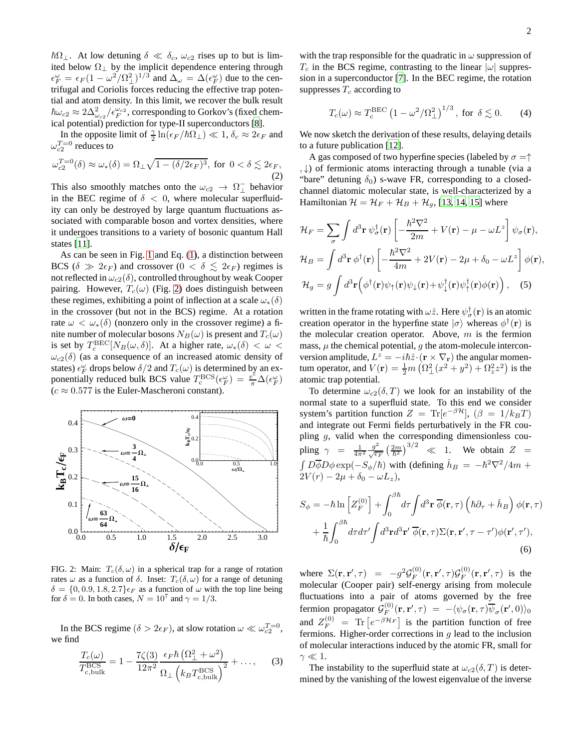$\hbar\Omega_\perp$. At low detuning $\delta \ll \delta_c$, $\omega_{c2}$ rises up to but is limited below $\Omega_\perp$ by the implicit dependence entering through $\epsilon_F^\omega = \epsilon_F(1-\omega^2/\Omega_\perp^2)^{1/3}$ and $\Delta_\omega = \Delta(\epsilon_F^\omega)$ due to the centrifugal and Coriolis forces reducing the effective trap potential and atom density. In this limit, we recover the bulk result $\hbar\omega_{c2} \approx 2\Delta_{\omega_{c2}}^2/\epsilon_F^{\omega_{c2}}$, corresponding to Gorkov's (fixed chemical potential) prediction for type-II superconductors [8].

In the opposite limit of $\frac{\gamma}{2}\ln(\epsilon_F/\hbar\Omega_\perp) \ll 1$, $\delta_c \approx 2\epsilon_F$ and $\omega_{c2}^{T=0}$ reduces to

$$\omega_{c2}^{T=0}(\delta) \approx \omega_*(\delta) = \Omega_\perp\sqrt{1-(\delta/2\epsilon_F)^3}, \text{ for } 0 < \delta \lesssim 2\epsilon_F, \tag{2}$$

This also smoothly matches onto the $\omega_{c2} \to \Omega_\perp^-$ behavior in the BEC regime of $\delta < 0$, where molecular superfluidity can only be destroyed by large quantum fluctuations associated with comparable boson and vortex densities, where it undergoes transitions to a variety of bosonic quantum Hall states [11].

As can be seen in Fig. 1 and Eq. (1), a distinction between BCS ($\delta \gg 2\epsilon_F$) and crossover ($0 < \delta \lesssim 2\epsilon_F$) regimes is not reflected in $\omega_{c2}(\delta)$, controlled throughout by weak Cooper pairing. However, $T_c(\omega)$ (Fig. 2) does distinguish between these regimes, exhibiting a point of inflection at a scale $\omega_*(\delta)$ in the crossover (but not in the BCS) regime. At a rotation rate $\omega < \omega_*(\delta)$ (nonzero only in the crossover regime) a finite number of molecular bosons $N_B(\omega)$ is present and $T_c(\omega)$ is set by $T_c^{\rm BEC}[N_B(\omega,\delta)]$. At a higher rate, $\omega_*(\delta) < \omega < \omega_{c2}(\delta)$ (as a consequence of an increased atomic density of states) $\epsilon_F^\omega$ drops below $\delta/2$ and $T_c(\omega)$ is determined by an exponentially reduced bulk BCS value $T_c^{\rm BCS}(\epsilon_F^\omega) = \frac{e^c}{\pi}\Delta(\epsilon_F^\omega)$ ($c \approx 0.577$ is the Euler-Mascheroni constant).

FIG. 2: Main: $T_c(\delta,\omega)$ in a spherical trap for a range of rotation rates $\omega$ as a function of $\delta$. Inset: $T_c(\delta,\omega)$ for a range of detuning $\delta = \{0, 0.9, 1.8, 2.7\}\epsilon_F$ as a function of $\omega$ with the top line being for $\delta = 0$. In both cases, $N = 10^7$ and $\gamma = 1/3$.

In the BCS regime ($\delta > 2\epsilon_F$), at slow rotation $\omega \ll \omega_{c2}^{T=0}$, we find

$$\frac{T_c(\omega)}{T_{\rm c,bulk}^{\rm BCS}} = 1 - \frac{7\zeta(3)}{12\pi^2}\frac{\epsilon_F\hbar\left(\Omega_\perp^2+\omega^2\right)}{\Omega_\perp\left(k_B T_{\rm c,bulk}^{\rm BCS}\right)^2} + \ldots, \tag{3}$$

with the trap responsible for the quadratic in $\omega$ suppression of $T_c$ in the BCS regime, contrasting to the linear $|\omega|$ suppression in a superconductor [7]. In the BEC regime, the rotation suppresses $T_c$ according to

$$T_c(\omega) \approx T_c^{\rm BEC}\left(1-\omega^2/\Omega_\perp^2\right)^{1/3}, \text{ for } \delta \lesssim 0. \tag{4}$$

We now sketch the derivation of these results, delaying details to a future publication [12].

A gas composed of two hyperfine species (labeled by $\sigma = \uparrow, \downarrow$) of fermionic atoms interacting through a tunable (via a "bare" detuning $\delta_0$) s-wave FR, corresponding to a closed-channel diatomic molecular state, is well-characterized by a Hamiltonian $\mathcal{H} = \mathcal{H}_F + \mathcal{H}_B + \mathcal{H}_g$, [13, 14, 15] where

$$\begin{aligned}
\mathcal{H}_F &= \sum_\sigma \int d^3\mathbf{r}\, \psi_\sigma^\dagger(\mathbf{r})\left[-\frac{\hbar^2\nabla^2}{2m} + V(\mathbf{r}) - \mu - \omega L^z\right]\psi_\sigma(\mathbf{r}),\\
\mathcal{H}_B &= \int d^3\mathbf{r}\, \phi^\dagger(\mathbf{r})\left[-\frac{\hbar^2\nabla^2}{4m} + 2V(\mathbf{r}) - 2\mu + \delta_0 - \omega L^z\right]\phi(\mathbf{r}),\\
\mathcal{H}_g &= g\int d^3\mathbf{r}\Big(\phi^\dagger(\mathbf{r})\psi_\uparrow(\mathbf{r})\psi_\downarrow(\mathbf{r}) + \psi_\downarrow^\dagger(\mathbf{r})\psi_\uparrow^\dagger(\mathbf{r})\phi(\mathbf{r})\Big),
\end{aligned} \tag{5}$$

written in the frame rotating with $\omega\hat{z}$. Here $\psi_\sigma^\dagger(\mathbf{r})$ is an atomic creation operator in the hyperfine state $|\sigma\rangle$ whereas $\phi^\dagger(\mathbf{r})$ is the molecular creation operator. Above, $m$ is the fermion mass, $\mu$ the chemical potential, $g$ the atom-molecule interconversion amplitude, $L^z = -i\hbar\hat{z}\cdot(\mathbf{r}\times\nabla_\mathbf{r})$ the angular momentum operator, and $V(\mathbf{r}) = \frac{1}{2}m\left(\Omega_\perp^2(x^2+y^2) + \Omega_z^2 z^2\right)$ is the atomic trap potential.

To determine $\omega_{c2}(\delta, T)$ we look for an instability of the normal state to a superfluid state. To this end we consider system's partition function $Z = \mathrm{Tr}[e^{-\beta\mathcal{H}}]$, ($\beta = 1/k_B T$) and integrate out Fermi fields perturbatively in the FR coupling $g$, valid when the corresponding dimensionless coupling $\gamma = \frac{1}{4\pi^2}\frac{g^2}{\sqrt{\epsilon_F}}\left(\frac{2m}{\hbar^2}\right)^{3/2} \ll 1$. We obtain $Z = \int D\overline{\phi}D\phi\exp(-S_\phi/\hbar)$ with (defining $\hat{h}_B = -\hbar^2\nabla^2/4m + 2V(r) - 2\mu + \delta_0 - \omega L_z$),

$$\begin{aligned}
S_\phi &= -\hbar\ln\left[Z_F^{(0)}\right] + \int_0^{\beta\hbar}d\tau\int d^3\mathbf{r}\,\overline{\phi}(\mathbf{r},\tau)\left(\hbar\partial_\tau + \hat{h}_B\right)\phi(\mathbf{r},\tau)\\
&+ \frac{1}{\hbar}\int_0^{\beta\hbar}d\tau d\tau'\int d^3\mathbf{r}d^3\mathbf{r}'\,\overline{\phi}(\mathbf{r},\tau)\Sigma(\mathbf{r},\mathbf{r}',\tau-\tau')\phi(\mathbf{r}',\tau'),
\end{aligned} \tag{6}$$

where $\Sigma(\mathbf{r},\mathbf{r}',\tau) = -g^2\mathcal{G}_F^{(0)}(\mathbf{r},\mathbf{r}',\tau)\mathcal{G}_F^{(0)}(\mathbf{r},\mathbf{r}',\tau)$ is the molecular (Cooper pair) self-energy arising from molecule fluctuations into a pair of atoms governed by the free fermion propagator $\mathcal{G}_F^{(0)}(\mathbf{r},\mathbf{r}',\tau) = -\langle\psi_\sigma(\mathbf{r},\tau)\overline{\psi}_\sigma(\mathbf{r}',0)\rangle_0$ and $Z_F^{(0)} = \mathrm{Tr}\left[e^{-\beta\mathcal{H}_F}\right]$ is the partition function of free fermions. Higher-order corrections in $g$ lead to the inclusion of molecular interactions induced by the atomic FR, small for $\gamma \ll 1$.

The instability to the superfluid state at $\omega_{c2}(\delta, T)$ is determined by the vanishing of the lowest eigenvalue of the inverse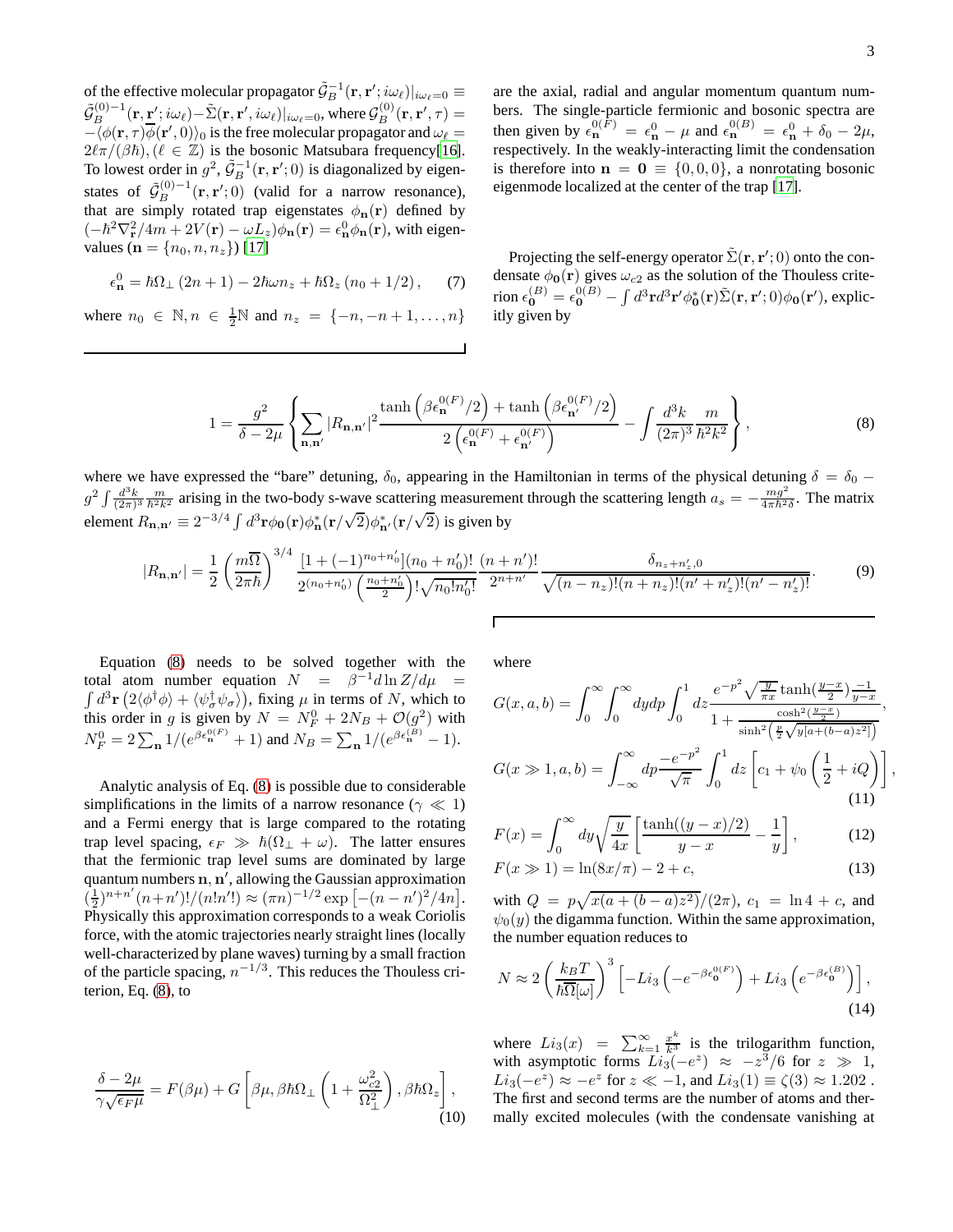of the effective molecular propagator $\tilde{\mathcal{G}}_B^{-1}(\mathbf{r},\mathbf{r}';i\omega_\ell)|_{i\omega_\ell=0} \equiv \tilde{\mathcal{G}}_B^{(0)-1}(\mathbf{r},\mathbf{r}';i\omega_\ell) - \tilde{\Sigma}(\mathbf{r},\mathbf{r}',i\omega_\ell)|_{i\omega_\ell=0}$, where $\mathcal{G}_B^{(0)}(\mathbf{r},\mathbf{r}',\tau) = -\langle\phi(\mathbf{r},\tau)\overline{\phi}(\mathbf{r}',0)\rangle_0$ is the free molecular propagator and $\omega_\ell = 2\ell\pi/(\beta\hbar), (\ell \in \mathbb{Z})$ is the bosonic Matsubara frequency[16]. To lowest order in $g^2$, $\tilde{\mathcal{G}}_B^{-1}(\mathbf{r},\mathbf{r}';0)$ is diagonalized by eigenstates of $\tilde{\mathcal{G}}_B^{(0)-1}(\mathbf{r},\mathbf{r}';0)$ (valid for a narrow resonance), that are simply rotated trap eigenstates $\phi_\mathbf{n}(\mathbf{r})$ defined by $(-\hbar^2\nabla_\mathbf{r}^2/4m + 2V(\mathbf{r}) - \omega L_z)\phi_\mathbf{n}(\mathbf{r}) = \epsilon_\mathbf{n}^0\phi_\mathbf{n}(\mathbf{r})$, with eigenvalues ($\mathbf{n} = \{n_0, n, n_z\}$) [17]

$$\epsilon_\mathbf{n}^0 = \hbar\Omega_\perp(2n+1) - 2\hbar\omega n_z + \hbar\Omega_z(n_0 + 1/2), \qquad (7)$$

where $n_0 \in \mathbb{N}, n \in \frac{1}{2}\mathbb{N}$ and $n_z = \{-n, -n+1, \ldots, n\}$ are the axial, radial and angular momentum quantum numbers. The single-particle fermionic and bosonic spectra are then given by $\epsilon_\mathbf{n}^{0(F)} = \epsilon_\mathbf{n}^0 - \mu$ and $\epsilon_\mathbf{n}^{0(B)} = \epsilon_\mathbf{n}^0 + \delta_0 - 2\mu$, respectively. In the weakly-interacting limit the condensation is therefore into $\mathbf{n} = \mathbf{0} \equiv \{0,0,0\}$, a nonrotating bosonic eigenmode localized at the center of the trap [17].

Projecting the self-energy operator $\tilde{\Sigma}(\mathbf{r},\mathbf{r}';0)$ onto the condensate $\phi_\mathbf{0}(\mathbf{r})$ gives $\omega_{c2}$ as the solution of the Thouless criterion $\epsilon_\mathbf{0}^{(B)} = \epsilon_\mathbf{0}^{0(B)} - \int d^3\mathbf{r}d^3\mathbf{r}'\phi_\mathbf{0}^*(\mathbf{r})\tilde{\Sigma}(\mathbf{r},\mathbf{r}';0)\phi_\mathbf{0}(\mathbf{r}')$, explicitly given by

$$1 = \frac{g^2}{\delta - 2\mu}\left\{\sum_{\mathbf{n},\mathbf{n}'}|R_{\mathbf{n},\mathbf{n}'}|^2\frac{\tanh\left(\beta\epsilon_\mathbf{n}^{0(F)}/2\right) + \tanh\left(\beta\epsilon_{\mathbf{n}'}^{0(F)}/2\right)}{2\left(\epsilon_\mathbf{n}^{0(F)} + \epsilon_{\mathbf{n}'}^{0(F)}\right)} - \int\frac{d^3k}{(2\pi)^3}\frac{m}{\hbar^2k^2}\right\}, \qquad (8)$$

where we have expressed the "bare" detuning, $\delta_0$, appearing in the Hamiltonian in terms of the physical detuning $\delta = \delta_0 - g^2\int\frac{d^3k}{(2\pi)^3}\frac{m}{\hbar^2k^2}$ arising in the two-body s-wave scattering measurement through the scattering length $a_s = -\frac{mg^2}{4\pi\hbar^2\delta}$. The matrix element $R_{\mathbf{n},\mathbf{n}'} \equiv 2^{-3/4}\int d^3\mathbf{r}\phi_\mathbf{0}(\mathbf{r})\phi_\mathbf{n}^*(\mathbf{r}/\sqrt{2})\phi_{\mathbf{n}'}^*(\mathbf{r}/\sqrt{2})$ is given by

$$|R_{\mathbf{n},\mathbf{n}'}| = \frac{1}{2}\left(\frac{m\overline{\Omega}}{2\pi\hbar}\right)^{3/4}\frac{[1+(-1)^{n_0+n_0'}](n_0+n_0')!}{2^{(n_0+n_0')}\left(\frac{n_0+n_0'}{2}\right)!\sqrt{n_0!n_0'!}}\frac{(n+n')!}{2^{n+n'}}\frac{\delta_{n_z+n_z',0}}{\sqrt{(n-n_z)!(n+n_z)!(n'+n_z')!(n'-n_z')!}}. \qquad (9)$$

Equation (8) needs to be solved together with the total atom number equation $N = \beta^{-1}d\ln Z/d\mu = \int d^3\mathbf{r}\left(2\langle\phi^\dagger\phi\rangle + \langle\psi_\sigma^\dagger\psi_\sigma\rangle\right)$, fixing $\mu$ in terms of $N$, which to this order in $g$ is given by $N = N_F^0 + 2N_B + \mathcal{O}(g^2)$ with $N_F^0 = 2\sum_\mathbf{n}1/(e^{\beta\epsilon_\mathbf{n}^{0(F)}}+1)$ and $N_B = \sum_\mathbf{n}1/(e^{\beta\epsilon_\mathbf{n}^{(B)}}-1)$.

Analytic analysis of Eq. (8) is possible due to considerable simplifications in the limits of a narrow resonance ($\gamma \ll 1$) and a Fermi energy that is large compared to the rotating trap level spacing, $\epsilon_F \gg \hbar(\Omega_\perp + \omega)$. The latter ensures that the fermionic trap level sums are dominated by large quantum numbers $\mathbf{n},\mathbf{n}'$, allowing the Gaussian approximation $(\frac{1}{2})^{n+n'}(n+n')!/(n!n'!) \approx (\pi n)^{-1/2}\exp\left[-(n-n')^2/4n\right]$. Physically this approximation corresponds to a weak Coriolis force, with the atomic trajectories nearly straight lines (locally well-characterized by plane waves) turning by a small fraction of the particle spacing, $n^{-1/3}$. This reduces the Thouless criterion, Eq. (8), to

$$\frac{\delta - 2\mu}{\gamma\sqrt{\epsilon_F\mu}} = F(\beta\mu) + G\left[\beta\mu, \beta\hbar\Omega_\perp\left(1 + \frac{\omega_{c2}^2}{\Omega_\perp^2}\right), \beta\hbar\Omega_z\right], \qquad (10)$$

where

$$G(x,a,b) = \int_0^\infty\int_0^\infty dydp\int_0^1 dz\frac{e^{-p^2}\sqrt{\frac{y}{\pi x}}\frac{\tanh(\frac{y-x}{2})-1}{y-x}}{1 + \frac{\cosh^2(\frac{y-x}{2})}{\sinh^2\left(\frac{p}{2}\sqrt{y[a+(b-a)z^2]}\right)}},$$

$$G(x\gg 1,a,b) = \int_{-\infty}^\infty dp\frac{-e^{-p^2}}{\sqrt{\pi}}\int_0^1 dz\left[c_1 + \psi_0\left(\frac{1}{2} + iQ\right)\right], \qquad (11)$$

$$F(x) = \int_0^\infty dy\sqrt{\frac{y}{4x}}\left[\frac{\tanh((y-x)/2)}{y-x} - \frac{1}{y}\right], \qquad (12)$$

$$F(x\gg 1) = \ln(8x/\pi) - 2 + c, \qquad (13)$$

with $Q = p\sqrt{x(a+(b-a)z^2)}/(2\pi)$, $c_1 = \ln 4 + c$, and $\psi_0(y)$ the digamma function. Within the same approximation, the number equation reduces to

$$N \approx 2\left(\frac{k_BT}{\hbar\overline{\Omega}[\omega]}\right)^3\left[-Li_3\left(-e^{-\beta\epsilon_\mathbf{0}^{0(F)}}\right) + Li_3\left(e^{-\beta\epsilon_\mathbf{0}^{(B)}}\right)\right], \qquad (14)$$

where $Li_3(x) = \sum_{k=1}^\infty\frac{x^k}{k^3}$ is the trilogarithm function, with asymptotic forms $Li_3(-e^z) \approx -z^3/6$ for $z \gg 1$, $Li_3(-e^z) \approx -e^z$ for $z \ll -1$, and $Li_3(1) \equiv \zeta(3) \approx 1.202$ . The first and second terms are the number of atoms and thermally excited molecules (with the condensate vanishing at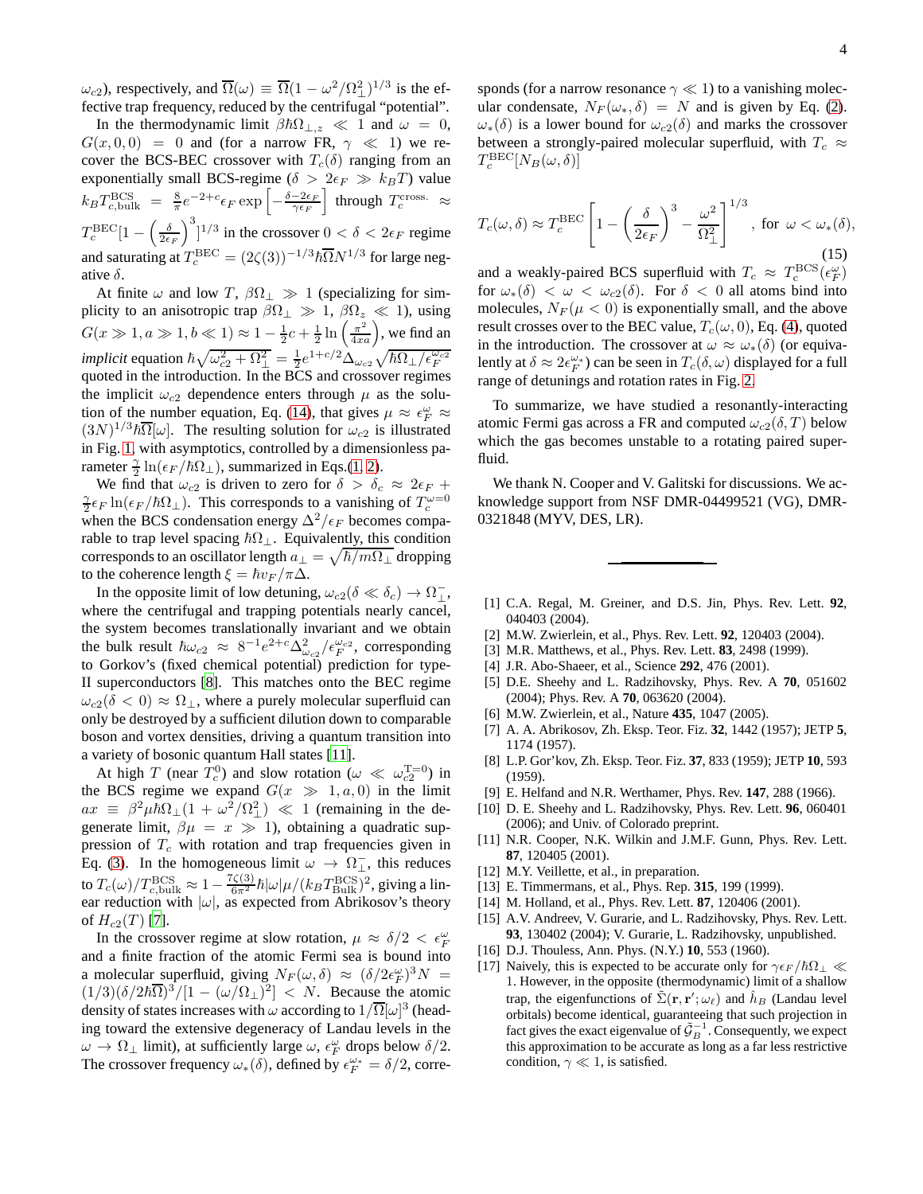$\omega_{c2}$), respectively, and $\overline{\Omega}(\omega) \equiv \overline{\Omega}(1-\omega^2/\Omega_\perp^2)^{1/3}$ is the effective trap frequency, reduced by the centrifugal "potential".

In the thermodynamic limit $\beta\hbar\Omega_{\perp,z} \ll 1$ and $\omega = 0$, $G(x,0,0) = 0$ and (for a narrow FR, $\gamma \ll 1$) we recover the BCS-BEC crossover with $T_c(\delta)$ ranging from an exponentially small BCS-regime ($\delta > 2\epsilon_F \gg k_B T$) value $k_B T_{c,\mathrm{bulk}}^{\mathrm{BCS}} = \frac{8}{\pi}e^{-2+c}\epsilon_F \exp\left[-\frac{\delta-2\epsilon_F}{\gamma\epsilon_F}\right]$ through $T_c^{\mathrm{cross.}} \approx T_c^{\mathrm{BEC}}[1-\left(\frac{\delta}{2\epsilon_F}\right)^3]^{1/3}$ in the crossover $0<\delta<2\epsilon_F$ regime and saturating at $T_c^{\mathrm{BEC}} = (2\zeta(3))^{-1/3}\hbar\overline{\Omega}N^{1/3}$ for large negative $\delta$.

At finite $\omega$ and low $T$, $\beta\Omega_\perp \gg 1$ (specializing for simplicity to an anisotropic trap $\beta\Omega_\perp \gg 1$, $\beta\Omega_z \ll 1$), using $G(x \gg 1, a \gg 1, b \ll 1) \approx 1 - \frac{1}{2}c + \frac{1}{2}\ln\left(\frac{\pi^2}{4xa}\right)$, we find an *implicit* equation $\hbar\sqrt{\omega_{c2}^2+\Omega_\perp^2} = \frac{1}{2}e^{1+c/2}\Delta_{\omega_{c2}}\sqrt{\hbar\Omega_\perp/\epsilon_F^{\omega_{c2}}}$ quoted in the introduction. In the BCS and crossover regimes the implicit $\omega_{c2}$ dependence enters through $\mu$ as the solution of the number equation, Eq. (14), that gives $\mu \approx \epsilon_F^\omega \approx (3N)^{1/3}\hbar\overline{\Omega}[\omega]$. The resulting solution for $\omega_{c2}$ is illustrated in Fig. 1, with asymptotics, controlled by a dimensionless parameter $\frac{\gamma}{2}\ln(\epsilon_F/\hbar\Omega_\perp)$, summarized in Eqs.(1, 2).

We find that $\omega_{c2}$ is driven to zero for $\delta > \delta_c \approx 2\epsilon_F + \frac{\gamma}{2}\epsilon_F\ln(\epsilon_F/\hbar\Omega_\perp)$. This corresponds to a vanishing of $T_c^{\omega=0}$ when the BCS condensation energy $\Delta^2/\epsilon_F$ becomes comparable to trap level spacing $\hbar\Omega_\perp$. Equivalently, this condition corresponds to an oscillator length $a_\perp = \sqrt{\hbar/m\Omega_\perp}$ dropping to the coherence length $\xi = \hbar v_F/\pi\Delta$.

In the opposite limit of low detuning, $\omega_{c2}(\delta \ll \delta_c) \to \Omega_\perp^-$, where the centrifugal and trapping potentials nearly cancel, the system becomes translationally invariant and we obtain the bulk result $\hbar\omega_{c2} \approx 8^{-1}e^{2+c}\Delta_{\omega_{c2}}^2/\epsilon_F^{\omega_{c2}}$, corresponding to Gorkov's (fixed chemical potential) prediction for type-II superconductors [8]. This matches onto the BEC regime $\omega_{c2}(\delta<0) \approx \Omega_\perp$, where a purely molecular superfluid can only be destroyed by a sufficient dilution down to comparable boson and vortex densities, driving a quantum transition into a variety of bosonic quantum Hall states [11].

At high $T$ (near $T_c^0$) and slow rotation ($\omega \ll \omega_{c2}^{\mathrm{T}=0}$) in the BCS regime we expand $G(x \gg 1, a, 0)$ in the limit $ax \equiv \beta^2\mu\hbar\Omega_\perp(1+\omega^2/\Omega_\perp^2) \ll 1$ (remaining in the degenerate limit, $\beta\mu = x \gg 1$), obtaining a quadratic suppression of $T_c$ with rotation and trap frequencies given in Eq. (3). In the homogeneous limit $\omega \to \Omega_\perp^-$, this reduces to $T_c(\omega)/T_{c,\mathrm{bulk}}^{\mathrm{BCS}} \approx 1 - \frac{7\zeta(3)}{6\pi^2}\hbar|\omega|\mu/(k_B T_{\mathrm{Bulk}}^{\mathrm{BCS}})^2$, giving a linear reduction with $|\omega|$, as expected from Abrikosov's theory of $H_{c2}(T)$ [7].

In the crossover regime at slow rotation, $\mu \approx \delta/2 < \epsilon_F^\omega$ and a finite fraction of the atomic Fermi sea is bound into a molecular superfluid, giving $N_F(\omega,\delta) \approx (\delta/2\epsilon_F^\omega)^3 N = (1/3)(\delta/2\hbar\overline{\Omega})^3/[1-(\omega/\Omega_\perp)^2] < N$. Because the atomic density of states increases with $\omega$ according to $1/\overline{\Omega}[\omega]^3$ (heading toward the extensive degeneracy of Landau levels in the $\omega \to \Omega_\perp$ limit), at sufficiently large $\omega$, $\epsilon_F^\omega$ drops below $\delta/2$. The crossover frequency $\omega_*(\delta)$, defined by $\epsilon_F^{\omega_*} = \delta/2$, corresponds (for a narrow resonance $\gamma \ll 1$) to a vanishing molecular condensate, $N_F(\omega_*,\delta) = N$ and is given by Eq. (2). $\omega_*(\delta)$ is a lower bound for $\omega_{c2}(\delta)$ and marks the crossover between a strongly-paired molecular superfluid, with $T_c \approx T_c^{\mathrm{BEC}}[N_B(\omega,\delta)]$

$$T_c(\omega,\delta) \approx T_c^{\mathrm{BEC}}\left[1-\left(\frac{\delta}{2\epsilon_F}\right)^3 - \frac{\omega^2}{\Omega_\perp^2}\right]^{1/3}, \text{ for } \omega < \omega_*(\delta), \tag{15}$$

and a weakly-paired BCS superfluid with $T_c \approx T_c^{\mathrm{BCS}}(\epsilon_F^\omega)$ for $\omega_*(\delta) < \omega < \omega_{c2}(\delta)$. For $\delta < 0$ all atoms bind into molecules, $N_F(\mu<0)$ is exponentially small, and the above result crosses over to the BEC value, $T_c(\omega,0)$, Eq. (4), quoted in the introduction. The crossover at $\omega \approx \omega_*(\delta)$ (or equivalently at $\delta \approx 2\epsilon_F^{\omega_*}$) can be seen in $T_c(\delta,\omega)$ displayed for a full range of detunings and rotation rates in Fig. 2.

To summarize, we have studied a resonantly-interacting atomic Fermi gas across a FR and computed $\omega_{c2}(\delta,T)$ below which the gas becomes unstable to a rotating paired superfluid.

We thank N. Cooper and V. Galitski for discussions. We acknowledge support from NSF DMR-04499521 (VG), DMR-0321848 (MYV, DES, LR).

---

[1] C.A. Regal, M. Greiner, and D.S. Jin, Phys. Rev. Lett. **92**, 040403 (2004).

[2] M.W. Zwierlein, et al., Phys. Rev. Lett. **92**, 120403 (2004).

[3] M.R. Matthews, et al., Phys. Rev. Lett. **83**, 2498 (1999).

[4] J.R. Abo-Shaeer, et al., Science **292**, 476 (2001).

[5] D.E. Sheehy and L. Radzihovsky, Phys. Rev. A **70**, 051602 (2004); Phys. Rev. A **70**, 063620 (2004).

[6] M.W. Zwierlein, et al., Nature **435**, 1047 (2005).

[7] A. A. Abrikosov, Zh. Eksp. Teor. Fiz. **32**, 1442 (1957); JETP **5**, 1174 (1957).

[8] L.P. Gor'kov, Zh. Eksp. Teor. Fiz. **37**, 833 (1959); JETP **10**, 593 (1959).

[9] E. Helfand and N.R. Werthamer, Phys. Rev. **147**, 288 (1966).

[10] D. E. Sheehy and L. Radzihovsky, Phys. Rev. Lett. **96**, 060401 (2006); and Univ. of Colorado preprint.

[11] N.R. Cooper, N.K. Wilkin and J.M.F. Gunn, Phys. Rev. Lett. **87**, 120405 (2001).

[12] M.Y. Veillette, et al., in preparation.

[13] E. Timmermans, et al., Phys. Rep. **315**, 199 (1999).

[14] M. Holland, et al., Phys. Rev. Lett. **87**, 120406 (2001).

[15] A.V. Andreev, V. Gurarie, and L. Radzihovsky, Phys. Rev. Lett. **93**, 130402 (2004); V. Gurarie, L. Radzihovsky, unpublished.

[16] D.J. Thouless, Ann. Phys. (N.Y.) **10**, 553 (1960).

[17] Naively, this is expected to be accurate only for $\gamma\epsilon_F/\hbar\Omega_\perp \ll 1$. However, in the opposite (thermodynamic) limit of a shallow trap, the eigenfunctions of $\tilde{\Sigma}(\mathbf{r},\mathbf{r}';\omega_\ell)$ and $\hat{h}_B$ (Landau level orbitals) become identical, guaranteeing that such projection in fact gives the exact eigenvalue of $\tilde{\mathcal{G}}_B^{-1}$. Consequently, we expect this approximation to be accurate as long as a far less restrictive condition, $\gamma \ll 1$, is satisfied.